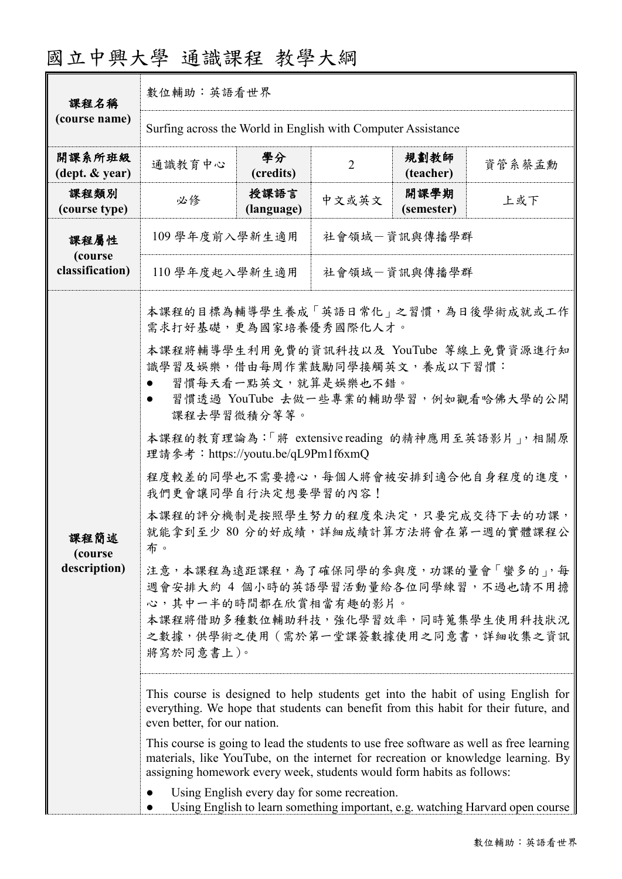# 國立中興大學 通識課程 教學大綱

| 課程名稱 (course name) | 數位輔助：英語看世界 | | | | |
|---|---|---|---|---|---|
| | Surfing across the World in English with Computer Assistance | | | | |
| 開課系所班級 (dept. & year) | 通識教育中心 | 學分 (credits) | 2 | 規劃教師 (teacher) | 資管系蔡孟勳 |
| 課程類別 (course type) | 必修 | 授課語言 (language) | 中文或英文 | 開課學期 (semester) | 上或下 |
| 課程屬性 (course classification) | 109 學年度前入學新生適用 | 社會領域－資訊與傳播學群 | | | |
| | 110 學年度起入學新生適用 | 社會領域－資訊與傳播學群 | | | |

**課程簡述 (course description)**

本課程的目標為輔導學生養成「英語日常化」之習慣，為日後學術成就或工作需求打好基礎，更為國家培養優秀國際化人才。

本課程將輔導學生利用免費的資訊科技以及 YouTube 等線上免費資源進行知識學習及娛樂，借由每周作業鼓勵同學接觸英文，養成以下習慣：

- 習慣每天看一點英文，就算是娛樂也不錯。
- 習慣透過 YouTube 去做一些專業的輔助學習，例如觀看哈佛大學的公開課程去學習微積分等等。

本課程的教育理論為：「將 extensive reading 的精神應用至英語影片」，相關原理請參考：https://youtu.be/qL9Pm1f6xmQ

程度較差的同學也不需要擔心，每個人將會被安排到適合他自身程度的進度，我們更會讓同學自行決定想要學習的內容！

本課程的評分機制是按照學生努力的程度來決定，只要完成交待下去的功課，就能拿到至少 80 分的好成績，詳細成績計算方法將會在第一週的實體課程公布。

注意，本課程為遠距課程，為了確保同學的參與度，功課的量會「蠻多的」，每週會安排大約 4 個小時的英語學習活動量給各位同學練習，不過也請不用擔心，其中一半的時間都在欣賞相當有趣的影片。

本課程將借助多種數位輔助科技，強化學習效率，同時蒐集學生使用科技狀況之數據，供學術之使用（需於第一堂課簽數據使用之同意書，詳細收集之資訊將寫於同意書上）。

This course is designed to help students get into the habit of using English for everything. We hope that students can benefit from this habit for their future, and even better, for our nation.

This course is going to lead the students to use free software as well as free learning materials, like YouTube, on the internet for recreation or knowledge learning. By assigning homework every week, students would form habits as follows:

- Using English every day for some recreation.
- Using English to learn something important, e.g. watching Harvard open course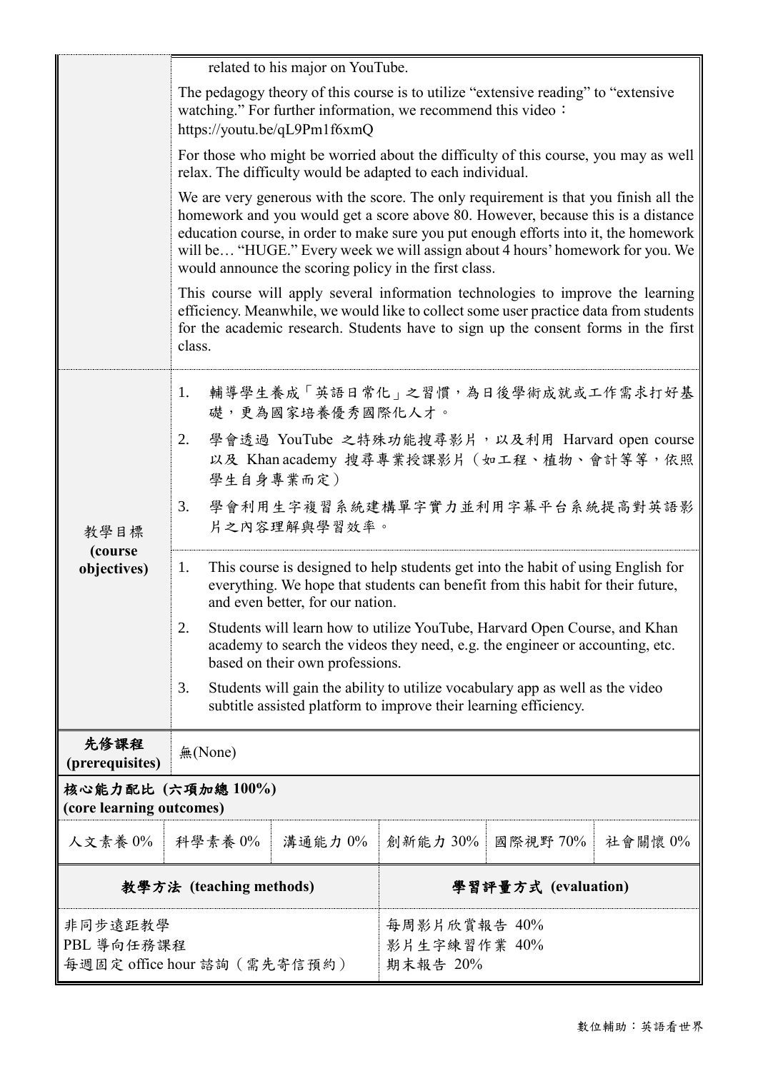| | |
|---|---|
| | related to his major on YouTube.<br><br>The pedagogy theory of this course is to utilize "extensive reading" to "extensive watching." For further information, we recommend this video：https://youtu.be/qL9Pm1f6xmQ<br><br>For those who might be worried about the difficulty of this course, you may as well relax. The difficulty would be adapted to each individual.<br><br>We are very generous with the score. The only requirement is that you finish all the homework and you would get a score above 80. However, because this is a distance education course, in order to make sure you put enough efforts into it, the homework will be… "HUGE." Every week we will assign about 4 hours' homework for you. We would announce the scoring policy in the first class.<br><br>This course will apply several information technologies to improve the learning efficiency. Meanwhile, we would like to collect some user practice data from students for the academic research. Students have to sign up the consent forms in the first class. |
| 教學目標 **(course objectives)** | 1. 輔導學生養成「英語日常化」之習慣，為日後學術成就或工作需求打好基礎，更為國家培養優秀國際化人才。<br>2. 學會透過 YouTube 之特殊功能搜尋影片，以及利用 Harvard open course 以及 Khan academy 搜尋專業授課影片（如工程、植物、會計等等，依照學生自身專業而定）<br>3. 學會利用生字複習系統建構單字實力並利用字幕平台系統提高對英語影片之內容理解與學習效率。 |
| | 1. This course is designed to help students get into the habit of using English for everything. We hope that students can benefit from this habit for their future, and even better, for our nation.<br>2. Students will learn how to utilize YouTube, Harvard Open Course, and Khan academy to search the videos they need, e.g. the engineer or accounting, etc. based on their own professions.<br>3. Students will gain the ability to utilize vocabulary app as well as the video subtitle assisted platform to improve their learning efficiency. |
| **先修課程 (prerequisites)** | 無(None) |

**核心能力配比 (六項加總 100%)**
**(core learning outcomes)**

| 人文素養 0% | 科學素養 0% | 溝通能力 0% | 創新能力 30% | 國際視野 70% | 社會關懷 0% |
|---|---|---|---|---|---|

| **教學方法 (teaching methods)** | **學習評量方式 (evaluation)** |
|---|---|
| 非同步遠距教學<br>PBL 導向任務課程<br>每週固定 office hour 諮詢（需先寄信預約） | 每周影片欣賞報告 40%<br>影片生字練習作業 40%<br>期末報告 20% |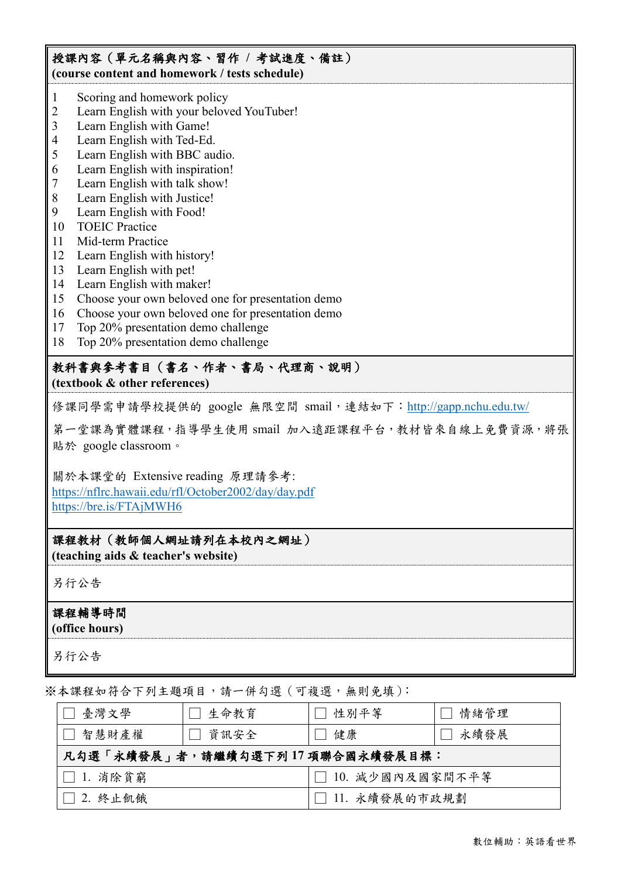**授課內容（單元名稱與內容、習作 / 考試進度、備註）**
**(course content and homework / tests schedule)**

1 Scoring and homework policy
2 Learn English with your beloved YouTuber!
3 Learn English with Game!
4 Learn English with Ted-Ed.
5 Learn English with BBC audio.
6 Learn English with inspiration!
7 Learn English with talk show!
8 Learn English with Justice!
9 Learn English with Food!
10 TOEIC Practice
11 Mid-term Practice
12 Learn English with history!
13 Learn English with pet!
14 Learn English with maker!
15 Choose your own beloved one for presentation demo
16 Choose your own beloved one for presentation demo
17 Top 20% presentation demo challenge
18 Top 20% presentation demo challenge

**教科書與參考書目（書名、作者、書局、代理商、說明）**
**(textbook & other references)**

修課同學需申請學校提供的 google 無限空間 smail，連結如下：http://gapp.nchu.edu.tw/

第一堂課為實體課程，指導學生使用 smail 加入遠距課程平台，教材皆來自線上免費資源，將張貼於 google classroom。

關於本課堂的 Extensive reading 原理請參考:
https://nflrc.hawaii.edu/rfl/October2002/day/day.pdf
https://bre.is/FTAjMWH6

**課程教材（教師個人網址請列在本校內之網址）**
**(teaching aids & teacher's website)**

另行公告

**課程輔導時間**
**(office hours)**

另行公告

※本課程如符合下列主題項目，請一併勾選（可複選，無則免填）：

| ☐ 臺灣文學 | ☐ 生命教育 | ☐ 性別平等 | ☐ 情緒管理 |
|---|---|---|---|
| ☐ 智慧財產權 | ☐ 資訊安全 | ☐ 健康 | ☐ 永續發展 |
| **凡勾選「永續發展」者，請繼續勾選下列 17 項聯合國永續發展目標：** | | | |
| ☐ 1. 消除貧窮 | | ☐ 10. 減少國內及國家間不平等 | |
| ☐ 2. 終止飢餓 | | ☐ 11. 永續發展的市政規劃 | |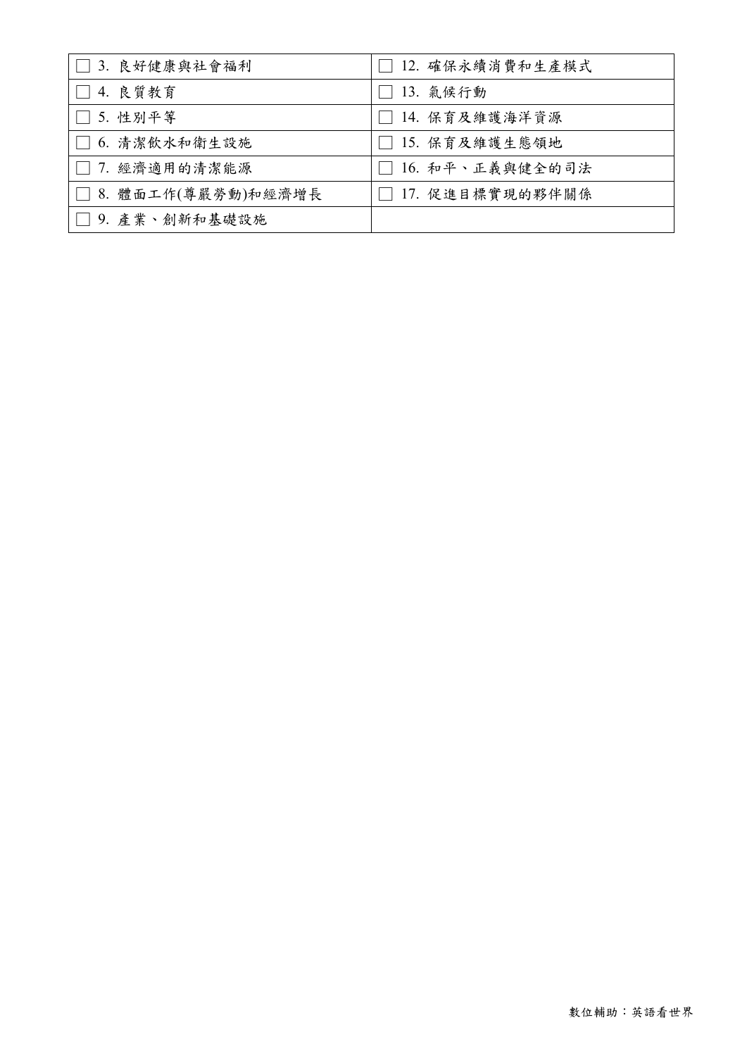| | |
|---|---|
| ☐ 3. 良好健康與社會福利 | ☐ 12. 確保永續消費和生產模式 |
| ☐ 4. 良質教育 | ☐ 13. 氣候行動 |
| ☐ 5. 性別平等 | ☐ 14. 保育及維護海洋資源 |
| ☐ 6. 清潔飲水和衛生設施 | ☐ 15. 保育及維護生態領地 |
| ☐ 7. 經濟適用的清潔能源 | ☐ 16. 和平、正義與健全的司法 |
| ☐ 8. 體面工作(尊嚴勞動)和經濟增長 | ☐ 17. 促進目標實現的夥伴關係 |
| ☐ 9. 產業、創新和基礎設施 | |